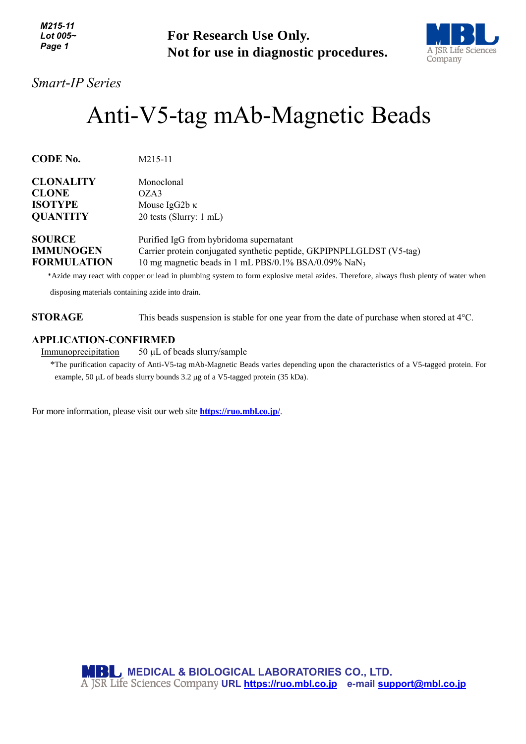**For Research Use Only.**
**Not for use in diagnostic procedures.**

*Smart-IP Series*

# Anti-V5-tag mAb-Magnetic Beads

**CODE No.** M215-11

**CLONALITY** Monoclonal
**CLONE** OZA3
**ISOTYPE** Mouse IgG2b κ
**QUANTITY** 20 tests (Slurry: 1 mL)

**SOURCE** Purified IgG from hybridoma supernatant
**IMMUNOGEN** Carrier protein conjugated synthetic peptide, GKPIPNPLLGLDST (V5-tag)
**FORMULATION** 10 mg magnetic beads in 1 mL PBS/0.1% BSA/0.09% $NaN_3$

*Azide may react with copper or lead in plumbing system to form explosive metal azides. Therefore, always flush plenty of water when disposing materials containing azide into drain.

**STORAGE** This beads suspension is stable for one year from the date of purchase when stored at 4°C.

**APPLICATION-CONFIRMED**

Immunoprecipitation 50 μL of beads slurry/sample

*The purification capacity of Anti-V5-tag mAb-Magnetic Beads varies depending upon the characteristics of a V5-tagged protein. For example, 50 μL of beads slurry bounds 3.2 μg of a V5-tagged protein (35 kDa).

For more information, please visit our web site **https://ruo.mbl.co.jp/**.

**MEDICAL & BIOLOGICAL LABORATORIES CO., LTD.**
A JSR Life Sciences Company **URL https://ruo.mbl.co.jp** **e-mail support@mbl.co.jp**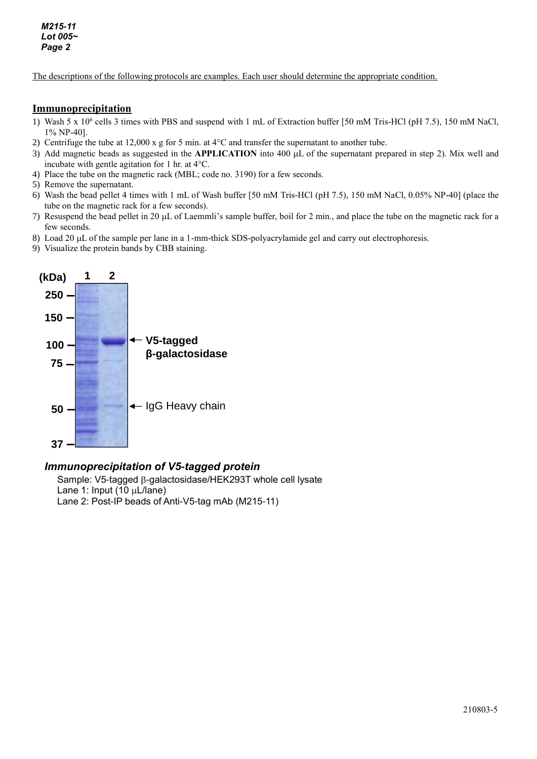The descriptions of the following protocols are examples. Each user should determine the appropriate condition.

## Immunoprecipitation

1) Wash 5 x $10^6$ cells 3 times with PBS and suspend with 1 mL of Extraction buffer [50 mM Tris-HCl (pH 7.5), 150 mM NaCl, 1% NP-40].
2) Centrifuge the tube at 12,000 x g for 5 min. at 4°C and transfer the supernatant to another tube.
3) Add magnetic beads as suggested in the **APPLICATION** into 400 µL of the supernatant prepared in step 2). Mix well and incubate with gentle agitation for 1 hr. at 4°C.
4) Place the tube on the magnetic rack (MBL; code no. 3190) for a few seconds.
5) Remove the supernatant.
6) Wash the bead pellet 4 times with 1 mL of Wash buffer [50 mM Tris-HCl (pH 7.5), 150 mM NaCl, 0.05% NP-40] (place the tube on the magnetic rack for a few seconds).
7) Resuspend the bead pellet in 20 µL of Laemmli's sample buffer, boil for 2 min., and place the tube on the magnetic rack for a few seconds.
8) Load 20 µL of the sample per lane in a 1-mm-thick SDS-polyacrylamide gel and carry out electrophoresis.
9) Visualize the protein bands by CBB staining.

(kDa) 1 2
250
150
100
75
50
37
← V5-tagged β-galactosidase
← IgG Heavy chain

***Immunoprecipitation of V5-tagged protein***

Sample: V5-tagged β-galactosidase/HEK293T whole cell lysate
Lane 1: Input (10 µL/lane)
Lane 2: Post-IP beads of Anti-V5-tag mAb (M215-11)